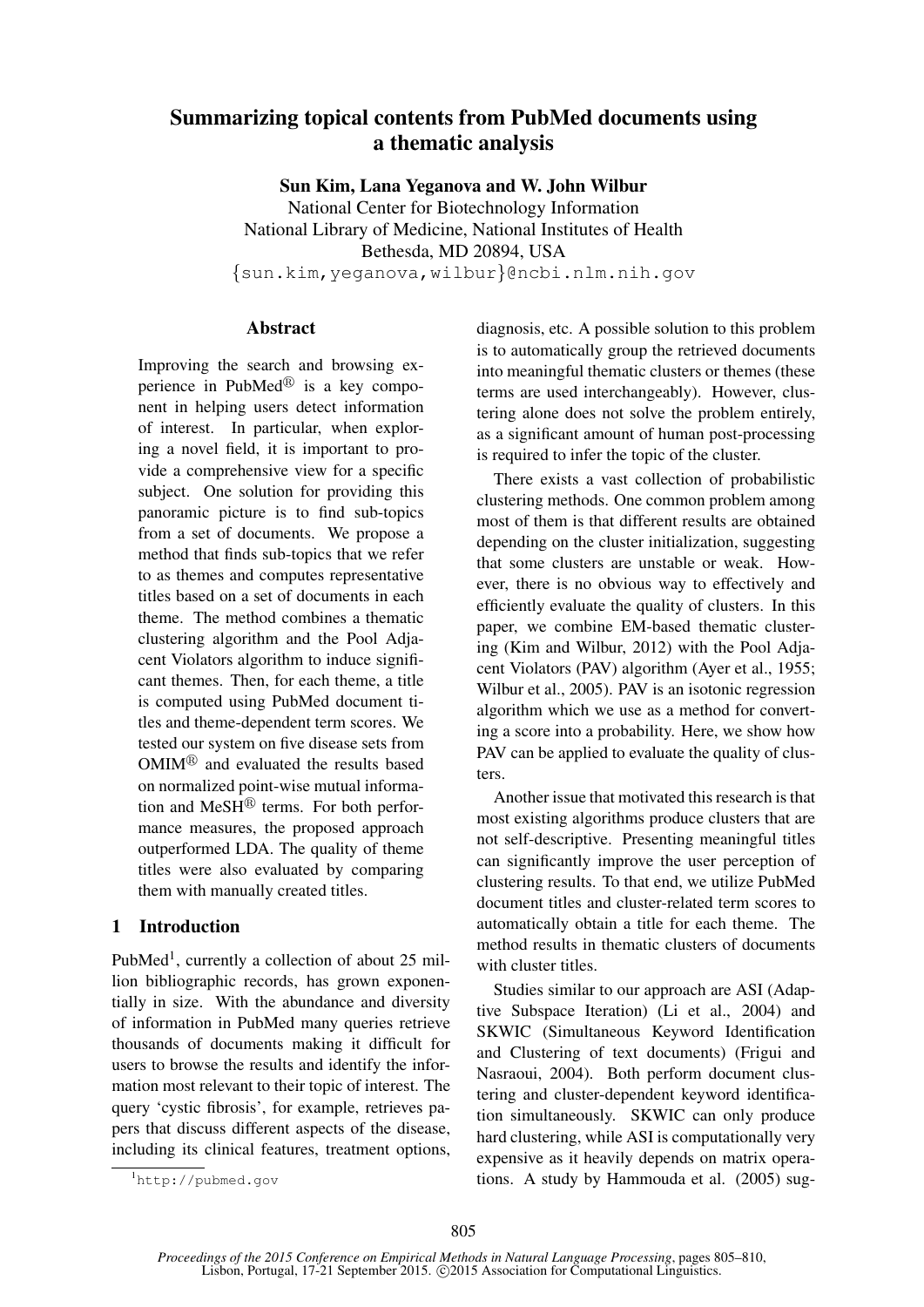# Summarizing topical contents from PubMed documents using a thematic analysis

**Sun Kim, Lana Yeganova and W. John Wilbur**

National Center for Biotechnology Information
National Library of Medicine, National Institutes of Health
Bethesda, MD 20894, USA
{sun.kim,yeganova,wilbur}@ncbi.nlm.nih.gov

## Abstract

Improving the search and browsing experience in PubMed® is a key component in helping users detect information of interest. In particular, when exploring a novel field, it is important to provide a comprehensive view for a specific subject. One solution for providing this panoramic picture is to find sub-topics from a set of documents. We propose a method that finds sub-topics that we refer to as themes and computes representative titles based on a set of documents in each theme. The method combines a thematic clustering algorithm and the Pool Adjacent Violators algorithm to induce significant themes. Then, for each theme, a title is computed using PubMed document titles and theme-dependent term scores. We tested our system on five disease sets from OMIM® and evaluated the results based on normalized point-wise mutual information and MeSH® terms. For both performance measures, the proposed approach outperformed LDA. The quality of theme titles were also evaluated by comparing them with manually created titles.

## 1 Introduction

PubMed[1], currently a collection of about 25 million bibliographic records, has grown exponentially in size. With the abundance and diversity of information in PubMed many queries retrieve thousands of documents making it difficult for users to browse the results and identify the information most relevant to their topic of interest. The query 'cystic fibrosis', for example, retrieves papers that discuss different aspects of the disease, including its clinical features, treatment options, diagnosis, etc. A possible solution to this problem is to automatically group the retrieved documents into meaningful thematic clusters or themes (these terms are used interchangeably). However, clustering alone does not solve the problem entirely, as a significant amount of human post-processing is required to infer the topic of the cluster.

There exists a vast collection of probabilistic clustering methods. One common problem among most of them is that different results are obtained depending on the cluster initialization, suggesting that some clusters are unstable or weak. However, there is no obvious way to effectively and efficiently evaluate the quality of clusters. In this paper, we combine EM-based thematic clustering (Kim and Wilbur, 2012) with the Pool Adjacent Violators (PAV) algorithm (Ayer et al., 1955; Wilbur et al., 2005). PAV is an isotonic regression algorithm which we use as a method for converting a score into a probability. Here, we show how PAV can be applied to evaluate the quality of clusters.

Another issue that motivated this research is that most existing algorithms produce clusters that are not self-descriptive. Presenting meaningful titles can significantly improve the user perception of clustering results. To that end, we utilize PubMed document titles and cluster-related term scores to automatically obtain a title for each theme. The method results in thematic clusters of documents with cluster titles.

Studies similar to our approach are ASI (Adaptive Subspace Iteration) (Li et al., 2004) and SKWIC (Simultaneous Keyword Identification and Clustering of text documents) (Frigui and Nasraoui, 2004). Both perform document clustering and cluster-dependent keyword identification simultaneously. SKWIC can only produce hard clustering, while ASI is computationally very expensive as it heavily depends on matrix operations. A study by Hammouda et al. (2005) sug-

[1] http://pubmed.gov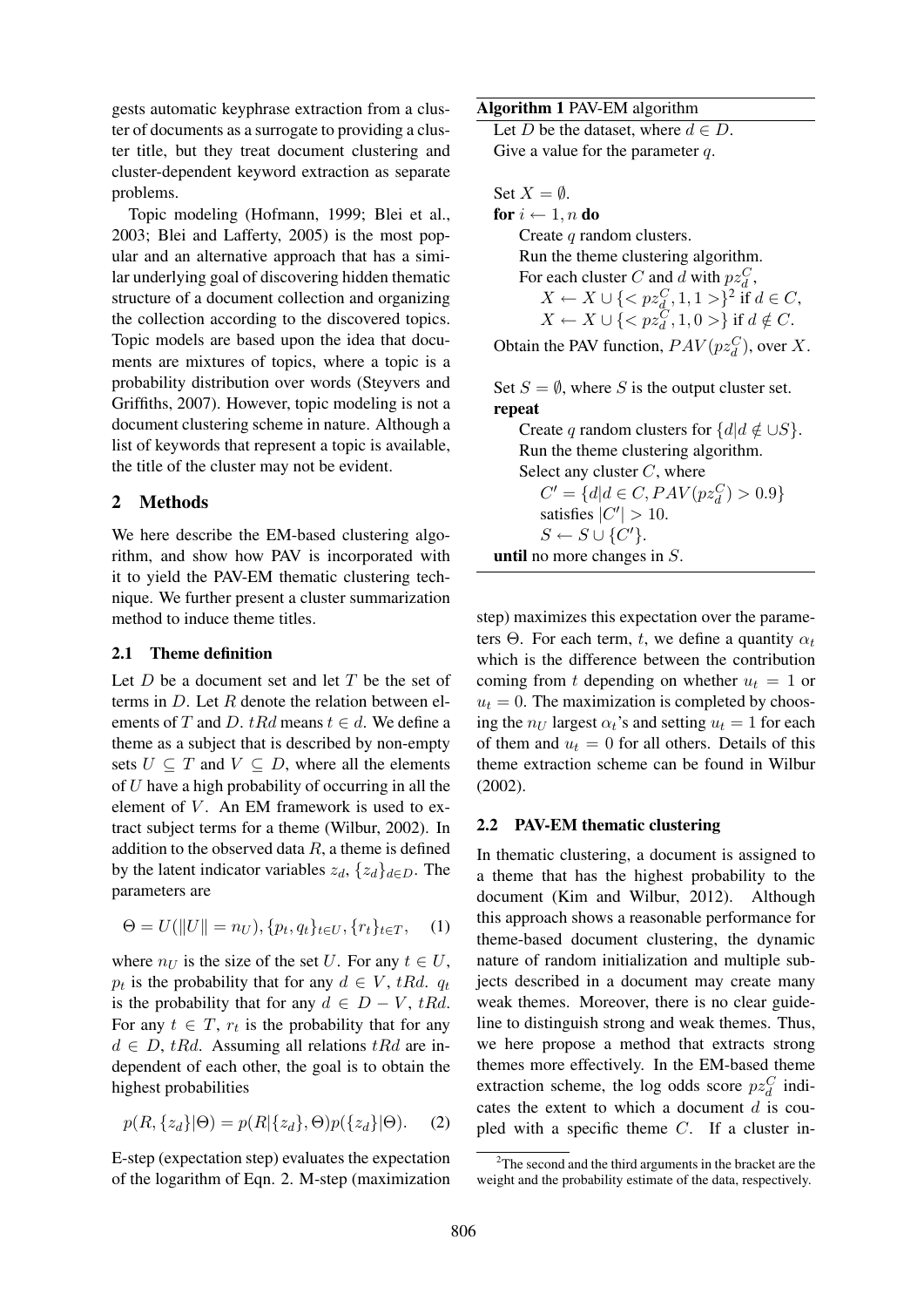gests automatic keyphrase extraction from a cluster of documents as a surrogate to providing a cluster title, but they treat document clustering and cluster-dependent keyword extraction as separate problems.

Topic modeling (Hofmann, 1999; Blei et al., 2003; Blei and Lafferty, 2005) is the most popular and an alternative approach that has a similar underlying goal of discovering hidden thematic structure of a document collection and organizing the collection according to the discovered topics. Topic models are based upon the idea that documents are mixtures of topics, where a topic is a probability distribution over words (Steyvers and Griffiths, 2007). However, topic modeling is not a document clustering scheme in nature. Although a list of keywords that represent a topic is available, the title of the cluster may not be evident.

## 2 Methods

We here describe the EM-based clustering algorithm, and show how PAV is incorporated with it to yield the PAV-EM thematic clustering technique. We further present a cluster summarization method to induce theme titles.

### 2.1 Theme definition

Let $D$ be a document set and let $T$ be the set of terms in $D$. Let $R$ denote the relation between elements of $T$ and $D$. $tRd$ means $t \in d$. We define a theme as a subject that is described by non-empty sets $U \subseteq T$ and $V \subseteq D$, where all the elements of $U$ have a high probability of occurring in all the element of $V$. An EM framework is used to extract subject terms for a theme (Wilbur, 2002). In addition to the observed data $R$, a theme is defined by the latent indicator variables $z_d$, $\{z_d\}_{d \in D}$. The parameters are

$$\Theta = U(\|U\| = n_U), \{p_t, q_t\}_{t \in U}, \{r_t\}_{t \in T}, \quad (1)$$

where $n_U$ is the size of the set $U$. For any $t \in U$, $p_t$ is the probability that for any $d \in V$, $tRd$. $q_t$ is the probability that for any $d \in D - V$, $tRd$. For any $t \in T$, $r_t$ is the probability that for any $d \in D$, $tRd$. Assuming all relations $tRd$ are independent of each other, the goal is to obtain the highest probabilities

$$p(R, \{z_d\}|\Theta) = p(R|\{z_d\}, \Theta)p(\{z_d\}|\Theta). \quad (2)$$

E-step (expectation step) evaluates the expectation of the logarithm of Eqn. 2. M-step (maximization step) maximizes this expectation over the parameters $\Theta$. For each term, $t$, we define a quantity $\alpha_t$ which is the difference between the contribution coming from $t$ depending on whether $u_t = 1$ or $u_t = 0$. The maximization is completed by choosing the $n_U$ largest $\alpha_t$'s and setting $u_t = 1$ for each of them and $u_t = 0$ for all others. Details of this theme extraction scheme can be found in Wilbur (2002).

**Algorithm 1** PAV-EM algorithm

Let $D$ be the dataset, where $d \in D$.
Give a value for the parameter $q$.

Set $X = \emptyset$.
**for** $i \leftarrow 1, n$ **do**
  Create $q$ random clusters.
  Run the theme clustering algorithm.
  For each cluster $C$ and $d$ with $pz_d^C$,
    $X \leftarrow X \cup \{< pz_d^C, 1, 1 >\}$[2] if $d \in C$,
    $X \leftarrow X \cup \{< pz_d^C, 1, 0 >\}$ if $d \notin C$.
Obtain the PAV function, $PAV(pz_d^C)$, over $X$.

Set $S = \emptyset$, where $S$ is the output cluster set.
**repeat**
  Create $q$ random clusters for $\{d | d \notin \cup S\}$.
  Run the theme clustering algorithm.
  Select any cluster $C$, where
    $C' = \{d | d \in C, PAV(pz_d^C) > 0.9\}$
    satisfies $|C'| > 10$.
    $S \leftarrow S \cup \{C'\}$.
**until** no more changes in $S$.

### 2.2 PAV-EM thematic clustering

In thematic clustering, a document is assigned to a theme that has the highest probability to the document (Kim and Wilbur, 2012). Although this approach shows a reasonable performance for theme-based document clustering, the dynamic nature of random initialization and multiple subjects described in a document may create many weak themes. Moreover, there is no clear guideline to distinguish strong and weak themes. Thus, we here propose a method that extracts strong themes more effectively. In the EM-based theme extraction scheme, the log odds score $pz_d^C$ indicates the extent to which a document $d$ is coupled with a specific theme $C$. If a cluster in-

[2] The second and the third arguments in the bracket are the weight and the probability estimate of the data, respectively.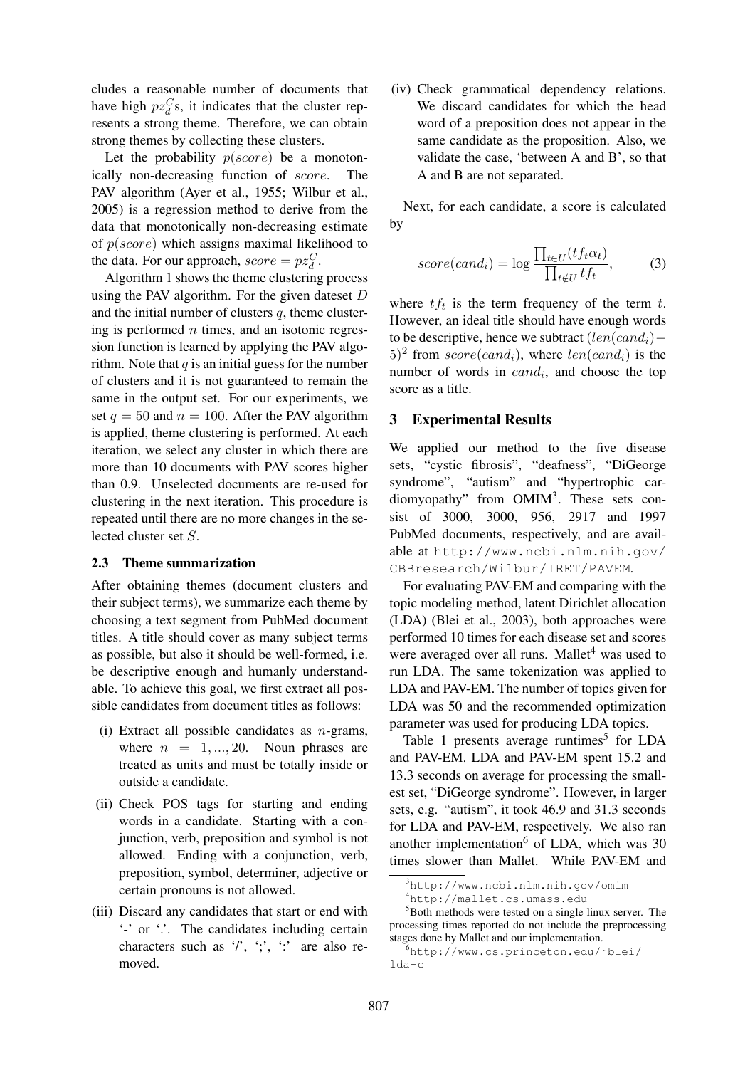cludes a reasonable number of documents that have high $pz_d^C$s, it indicates that the cluster represents a strong theme. Therefore, we can obtain strong themes by collecting these clusters.

Let the probability $p(score)$ be a monotonically non-decreasing function of $score$. The PAV algorithm (Ayer et al., 1955; Wilbur et al., 2005) is a regression method to derive from the data that monotonically non-decreasing estimate of $p(score)$ which assigns maximal likelihood to the data. For our approach, $score = pz_d^C$.

Algorithm 1 shows the theme clustering process using the PAV algorithm. For the given dateset $D$ and the initial number of clusters $q$, theme clustering is performed $n$ times, and an isotonic regression function is learned by applying the PAV algorithm. Note that $q$ is an initial guess for the number of clusters and it is not guaranteed to remain the same in the output set. For our experiments, we set $q = 50$ and $n = 100$. After the PAV algorithm is applied, theme clustering is performed. At each iteration, we select any cluster in which there are more than 10 documents with PAV scores higher than 0.9. Unselected documents are re-used for clustering in the next iteration. This procedure is repeated until there are no more changes in the selected cluster set $S$.

### 2.3 Theme summarization

After obtaining themes (document clusters and their subject terms), we summarize each theme by choosing a text segment from PubMed document titles. A title should cover as many subject terms as possible, but also it should be well-formed, i.e. be descriptive enough and humanly understandable. To achieve this goal, we first extract all possible candidates from document titles as follows:

(i) Extract all possible candidates as $n$-grams, where $n = 1, ..., 20$. Noun phrases are treated as units and must be totally inside or outside a candidate.

(ii) Check POS tags for starting and ending words in a candidate. Starting with a conjunction, verb, preposition and symbol is not allowed. Ending with a conjunction, verb, preposition, symbol, determiner, adjective or certain pronouns is not allowed.

(iii) Discard any candidates that start or end with '-' or '.'. The candidates including certain characters such as '/', ';', ':' are also removed.

(iv) Check grammatical dependency relations. We discard candidates for which the head word of a preposition does not appear in the same candidate as the proposition. Also, we validate the case, 'between A and B', so that A and B are not separated.

Next, for each candidate, a score is calculated by

$$score(cand_i) = \log \frac{\prod_{t \in U}(tf_t \alpha_t)}{\prod_{t \notin U} tf_t}, \qquad (3)$$

where $tf_t$ is the term frequency of the term $t$. However, an ideal title should have enough words to be descriptive, hence we subtract $(len(cand_i) - 5)^2$ from $score(cand_i)$, where $len(cand_i)$ is the number of words in $cand_i$, and choose the top score as a title.

## 3 Experimental Results

We applied our method to the five disease sets, "cystic fibrosis", "deafness", "DiGeorge syndrome", "autism" and "hypertrophic cardiomyopathy" from OMIM[3]. These sets consist of 3000, 3000, 956, 2917 and 1997 PubMed documents, respectively, and are available at http://www.ncbi.nlm.nih.gov/CBBresearch/Wilbur/IRET/PAVEM.

For evaluating PAV-EM and comparing with the topic modeling method, latent Dirichlet allocation (LDA) (Blei et al., 2003), both approaches were performed 10 times for each disease set and scores were averaged over all runs. Mallet[4] was used to run LDA. The same tokenization was applied to LDA and PAV-EM. The number of topics given for LDA was 50 and the recommended optimization parameter was used for producing LDA topics.

Table 1 presents average runtimes[5] for LDA and PAV-EM. LDA and PAV-EM spent 15.2 and 13.3 seconds on average for processing the smallest set, "DiGeorge syndrome". However, in larger sets, e.g. "autism", it took 46.9 and 31.3 seconds for LDA and PAV-EM, respectively. We also ran another implementation[6] of LDA, which was 30 times slower than Mallet. While PAV-EM and

[3] http://www.ncbi.nlm.nih.gov/omim

[4] http://mallet.cs.umass.edu

[5] Both methods were tested on a single linux server. The processing times reported do not include the preprocessing stages done by Mallet and our implementation.

[6] http://www.cs.princeton.edu/~blei/lda-c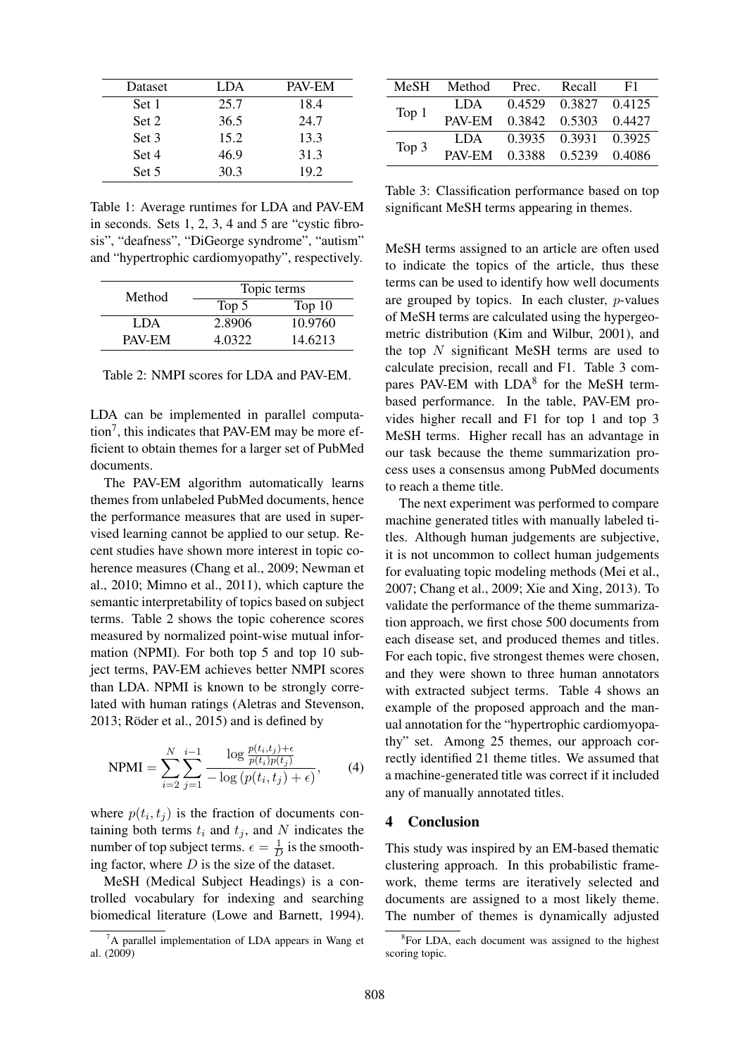| Dataset | LDA | PAV-EM |
|---|---|---|
| Set 1 | 25.7 | 18.4 |
| Set 2 | 36.5 | 24.7 |
| Set 3 | 15.2 | 13.3 |
| Set 4 | 46.9 | 31.3 |
| Set 5 | 30.3 | 19.2 |

Table 1: Average runtimes for LDA and PAV-EM in seconds. Sets 1, 2, 3, 4 and 5 are "cystic fibrosis", "deafness", "DiGeorge syndrome", "autism" and "hypertrophic cardiomyopathy", respectively.

| Method | Topic terms | |
|---|---|---|
| | Top 5 | Top 10 |
| LDA | 2.8906 | 10.9760 |
| PAV-EM | 4.0322 | 14.6213 |

Table 2: NMPI scores for LDA and PAV-EM.

LDA can be implemented in parallel computation[7], this indicates that PAV-EM may be more efficient to obtain themes for a larger set of PubMed documents.

The PAV-EM algorithm automatically learns themes from unlabeled PubMed documents, hence the performance measures that are used in supervised learning cannot be applied to our setup. Recent studies have shown more interest in topic coherence measures (Chang et al., 2009; Newman et al., 2010; Mimno et al., 2011), which capture the semantic interpretability of topics based on subject terms. Table 2 shows the topic coherence scores measured by normalized point-wise mutual information (NPMI). For both top 5 and top 10 subject terms, PAV-EM achieves better NMPI scores than LDA. NPMI is known to be strongly correlated with human ratings (Aletras and Stevenson, 2013; Röder et al., 2015) and is defined by

$$\text{NPMI} = \sum_{i=2}^{N} \sum_{j=1}^{i-1} \frac{\log \frac{p(t_i,t_j)+\epsilon}{p(t_i)p(t_j)}}{-\log\left(p(t_i,t_j)+\epsilon\right)}, \quad (4)$$

where $p(t_i, t_j)$ is the fraction of documents containing both terms $t_i$ and $t_j$, and $N$ indicates the number of top subject terms. $\epsilon = \frac{1}{D}$ is the smoothing factor, where $D$ is the size of the dataset.

MeSH (Medical Subject Headings) is a controlled vocabulary for indexing and searching biomedical literature (Lowe and Barnett, 1994). MeSH terms assigned to an article are often used to indicate the topics of the article, thus these terms can be used to identify how well documents are grouped by topics. In each cluster, $p$-values of MeSH terms are calculated using the hypergeometric distribution (Kim and Wilbur, 2001), and the top $N$ significant MeSH terms are used to calculate precision, recall and F1. Table 3 compares PAV-EM with LDA[8] for the MeSH term-based performance. In the table, PAV-EM provides higher recall and F1 for top 1 and top 3 MeSH terms. Higher recall has an advantage in our task because the theme summarization process uses a consensus among PubMed documents to reach a theme title.

| MeSH | Method | Prec. | Recall | F1 |
|---|---|---|---|---|
| Top 1 | LDA | 0.4529 | 0.3827 | 0.4125 |
| | PAV-EM | 0.3842 | 0.5303 | 0.4427 |
| Top 3 | LDA | 0.3935 | 0.3931 | 0.3925 |
| | PAV-EM | 0.3388 | 0.5239 | 0.4086 |

Table 3: Classification performance based on top significant MeSH terms appearing in themes.

The next experiment was performed to compare machine generated titles with manually labeled titles. Although human judgements are subjective, it is not uncommon to collect human judgements for evaluating topic modeling methods (Mei et al., 2007; Chang et al., 2009; Xie and Xing, 2013). To validate the performance of the theme summarization approach, we first chose 500 documents from each disease set, and produced themes and titles. For each topic, five strongest themes were chosen, and they were shown to three human annotators with extracted subject terms. Table 4 shows an example of the proposed approach and the manual annotation for the "hypertrophic cardiomyopathy" set. Among 25 themes, our approach correctly identified 21 theme titles. We assumed that a machine-generated title was correct if it included any of manually annotated titles.

## 4 Conclusion

This study was inspired by an EM-based thematic clustering approach. In this probabilistic framework, theme terms are iteratively selected and documents are assigned to a most likely theme. The number of themes is dynamically adjusted

[7] A parallel implementation of LDA appears in Wang et al. (2009)

[8] For LDA, each document was assigned to the highest scoring topic.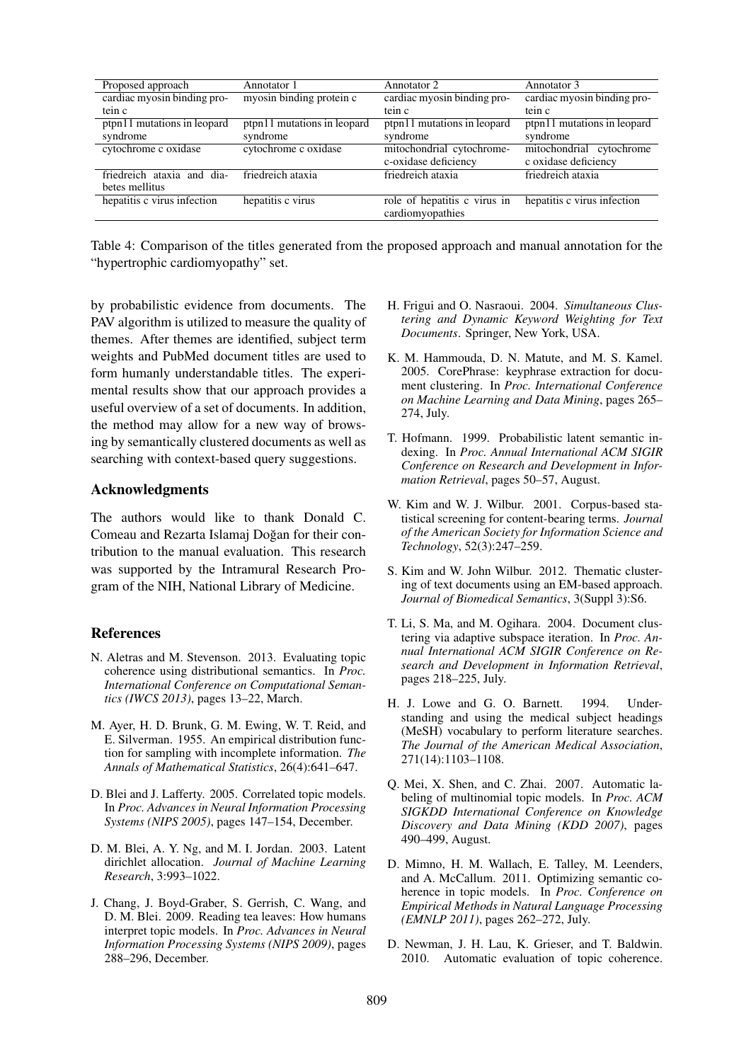| Proposed approach | Annotator 1 | Annotator 2 | Annotator 3 |
| --- | --- | --- | --- |
| cardiac myosin binding protein c | myosin binding protein c | cardiac myosin binding protein c | cardiac myosin binding protein c |
| ptpn11 mutations in leopard syndrome | ptpn11 mutations in leopard syndrome | ptpn11 mutations in leopard syndrome | ptpn11 mutations in leopard syndrome |
| cytochrome c oxidase | cytochrome c oxidase | mitochondrial cytochrome-c-oxidase deficiency | mitochondrial cytochrome c oxidase deficiency |
| friedreich ataxia and diabetes mellitus | friedreich ataxia | friedreich ataxia | friedreich ataxia |
| hepatitis c virus infection | hepatitis c virus | role of hepatitis c virus in cardiomyopathies | hepatitis c virus infection |

Table 4: Comparison of the titles generated from the proposed approach and manual annotation for the "hypertrophic cardiomyopathy" set.

by probabilistic evidence from documents. The PAV algorithm is utilized to measure the quality of themes. After themes are identified, subject term weights and PubMed document titles are used to form humanly understandable titles. The experimental results show that our approach provides a useful overview of a set of documents. In addition, the method may allow for a new way of browsing by semantically clustered documents as well as searching with context-based query suggestions.

## Acknowledgments

The authors would like to thank Donald C. Comeau and Rezarta Islamaj Doğan for their contribution to the manual evaluation. This research was supported by the Intramural Research Program of the NIH, National Library of Medicine.

## References

N. Aletras and M. Stevenson. 2013. Evaluating topic coherence using distributional semantics. In *Proc. International Conference on Computational Semantics (IWCS 2013)*, pages 13–22, March.

M. Ayer, H. D. Brunk, G. M. Ewing, W. T. Reid, and E. Silverman. 1955. An empirical distribution function for sampling with incomplete information. *The Annals of Mathematical Statistics*, 26(4):641–647.

D. Blei and J. Lafferty. 2005. Correlated topic models. In *Proc. Advances in Neural Information Processing Systems (NIPS 2005)*, pages 147–154, December.

D. M. Blei, A. Y. Ng, and M. I. Jordan. 2003. Latent dirichlet allocation. *Journal of Machine Learning Research*, 3:993–1022.

J. Chang, J. Boyd-Graber, S. Gerrish, C. Wang, and D. M. Blei. 2009. Reading tea leaves: How humans interpret topic models. In *Proc. Advances in Neural Information Processing Systems (NIPS 2009)*, pages 288–296, December.

H. Frigui and O. Nasraoui. 2004. *Simultaneous Clustering and Dynamic Keyword Weighting for Text Documents*. Springer, New York, USA.

K. M. Hammouda, D. N. Matute, and M. S. Kamel. 2005. CorePhrase: keyphrase extraction for document clustering. In *Proc. International Conference on Machine Learning and Data Mining*, pages 265–274, July.

T. Hofmann. 1999. Probabilistic latent semantic indexing. In *Proc. Annual International ACM SIGIR Conference on Research and Development in Information Retrieval*, pages 50–57, August.

W. Kim and W. J. Wilbur. 2001. Corpus-based statistical screening for content-bearing terms. *Journal of the American Society for Information Science and Technology*, 52(3):247–259.

S. Kim and W. John Wilbur. 2012. Thematic clustering of text documents using an EM-based approach. *Journal of Biomedical Semantics*, 3(Suppl 3):S6.

T. Li, S. Ma, and M. Ogihara. 2004. Document clustering via adaptive subspace iteration. In *Proc. Annual International ACM SIGIR Conference on Research and Development in Information Retrieval*, pages 218–225, July.

H. J. Lowe and G. O. Barnett. 1994. Understanding and using the medical subject headings (MeSH) vocabulary to perform literature searches. *The Journal of the American Medical Association*, 271(14):1103–1108.

Q. Mei, X. Shen, and C. Zhai. 2007. Automatic labeling of multinomial topic models. In *Proc. ACM SIGKDD International Conference on Knowledge Discovery and Data Mining (KDD 2007)*, pages 490–499, August.

D. Mimno, H. M. Wallach, E. Talley, M. Leenders, and A. McCallum. 2011. Optimizing semantic coherence in topic models. In *Proc. Conference on Empirical Methods in Natural Language Processing (EMNLP 2011)*, pages 262–272, July.

D. Newman, J. H. Lau, K. Grieser, and T. Baldwin. 2010. Automatic evaluation of topic coherence.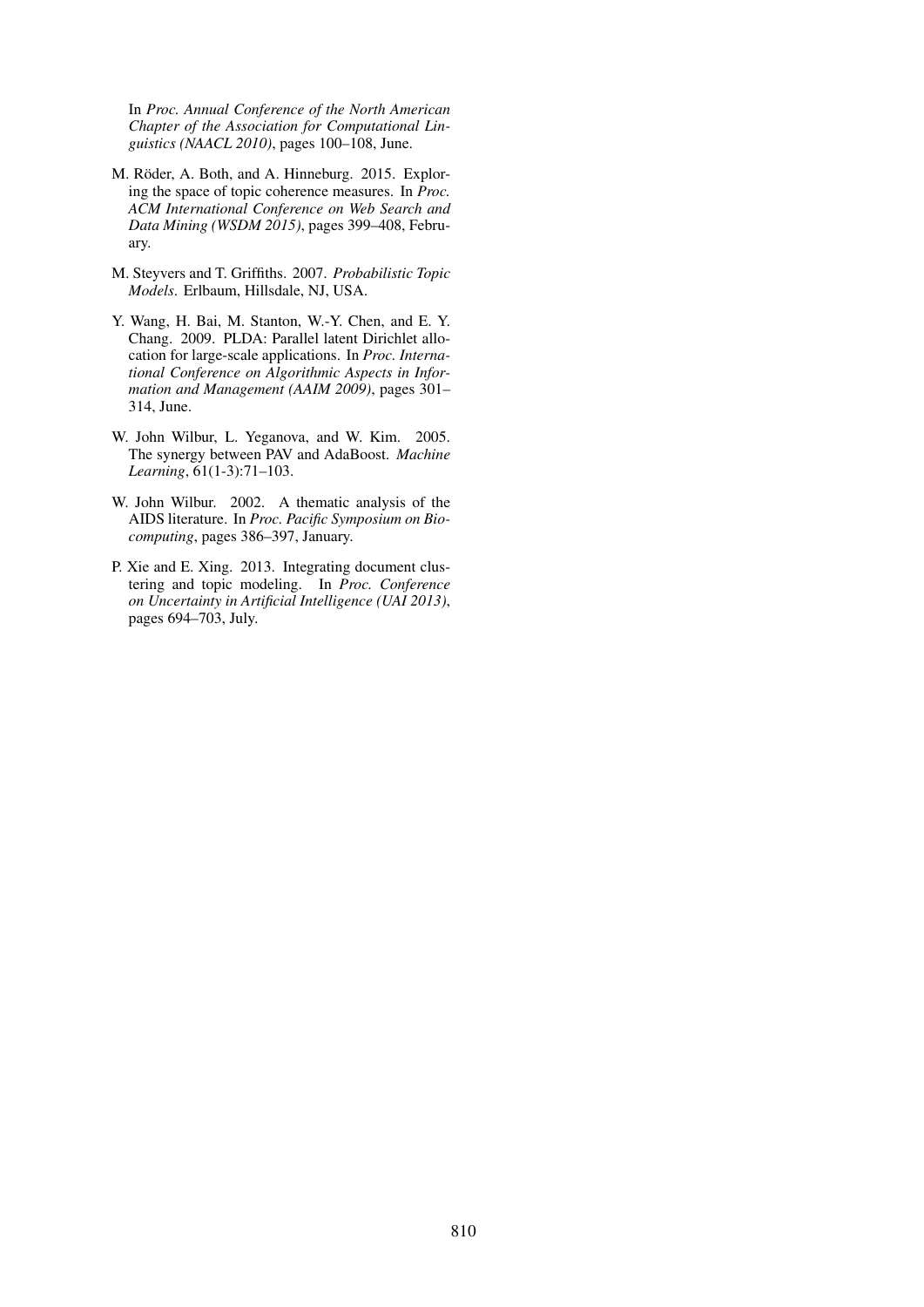In *Proc. Annual Conference of the North American Chapter of the Association for Computational Linguistics (NAACL 2010)*, pages 100–108, June.

M. Röder, A. Both, and A. Hinneburg. 2015. Exploring the space of topic coherence measures. In *Proc. ACM International Conference on Web Search and Data Mining (WSDM 2015)*, pages 399–408, February.

M. Steyvers and T. Griffiths. 2007. *Probabilistic Topic Models*. Erlbaum, Hillsdale, NJ, USA.

Y. Wang, H. Bai, M. Stanton, W.-Y. Chen, and E. Y. Chang. 2009. PLDA: Parallel latent Dirichlet allocation for large-scale applications. In *Proc. International Conference on Algorithmic Aspects in Information and Management (AAIM 2009)*, pages 301–314, June.

W. John Wilbur, L. Yeganova, and W. Kim. 2005. The synergy between PAV and AdaBoost. *Machine Learning*, 61(1-3):71–103.

W. John Wilbur. 2002. A thematic analysis of the AIDS literature. In *Proc. Pacific Symposium on Biocomputing*, pages 386–397, January.

P. Xie and E. Xing. 2013. Integrating document clustering and topic modeling. In *Proc. Conference on Uncertainty in Artificial Intelligence (UAI 2013)*, pages 694–703, July.